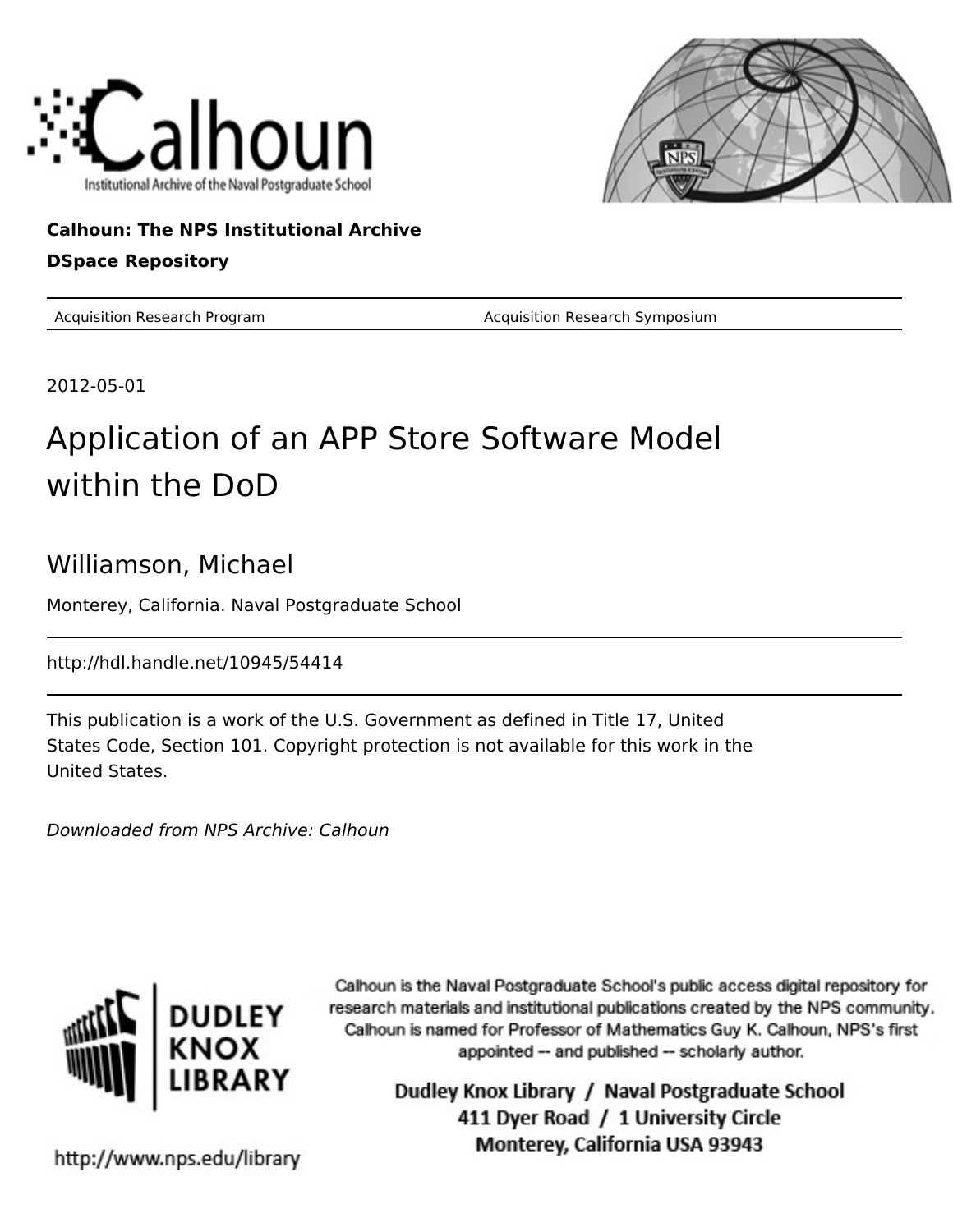**Calhoun: The NPS Institutional Archive**

**DSpace Repository**

Acquisition Research Program    Acquisition Research Symposium

2012-05-01

# Application of an APP Store Software Model within the DoD

## Williamson, Michael

Monterey, California. Naval Postgraduate School

http://hdl.handle.net/10945/54414

This publication is a work of the U.S. Government as defined in Title 17, United States Code, Section 101. Copyright protection is not available for this work in the United States.

*Downloaded from NPS Archive: Calhoun*

Calhoun is the Naval Postgraduate School's public access digital repository for research materials and institutional publications created by the NPS community. Calhoun is named for Professor of Mathematics Guy K. Calhoun, NPS's first appointed -- and published -- scholarly author.

Dudley Knox Library / Naval Postgraduate School
411 Dyer Road / 1 University Circle
Monterey, California USA 93943

http://www.nps.edu/library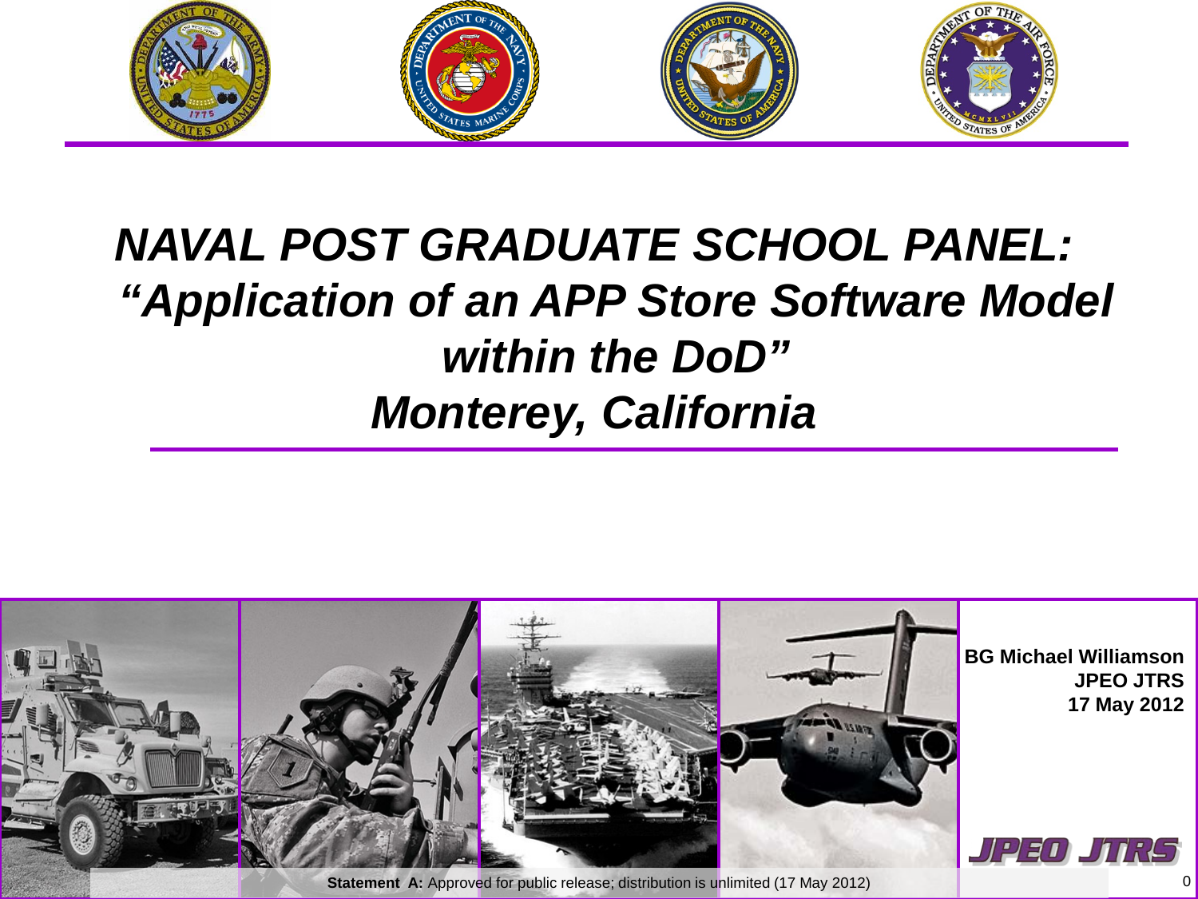# *NAVAL POST GRADUATE SCHOOL PANEL: "Application of an APP Store Software Model within the DoD" Monterey, California*

**BG Michael Williamson**
**JPEO JTRS**
**17 May 2012**

**Statement A:** Approved for public release; distribution is unlimited (17 May 2012)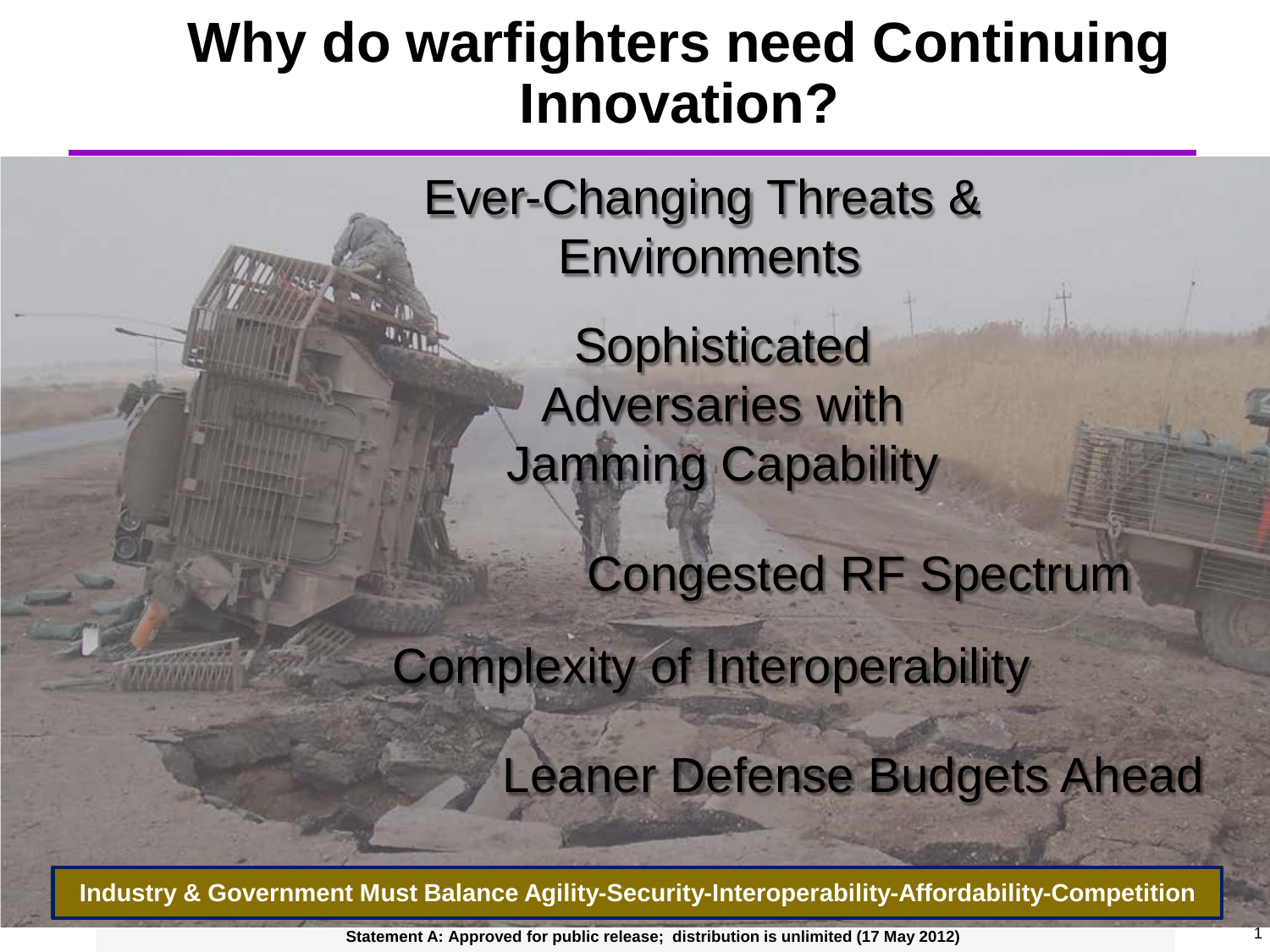# Why do warfighters need Continuing Innovation?

Ever-Changing Threats & Environments

Sophisticated Adversaries with Jamming Capability

Congested RF Spectrum

Complexity of Interoperability

Leaner Defense Budgets Ahead

**Industry & Government Must Balance Agility-Security-Interoperability-Affordability-Competition**

**Statement A: Approved for public release; distribution is unlimited (17 May 2012)**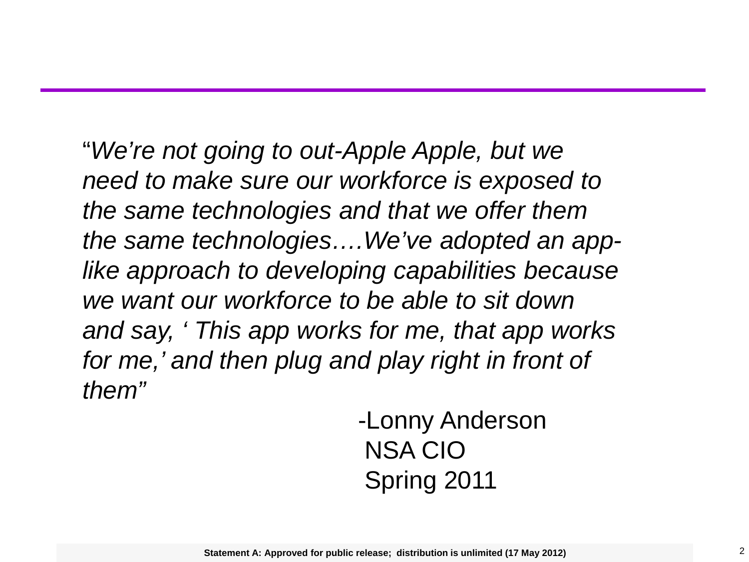"*We're not going to out-Apple Apple, but we need to make sure our workforce is exposed to the same technologies and that we offer them the same technologies….We've adopted an app-like approach to developing capabilities because we want our workforce to be able to sit down and say, ' This app works for me, that app works for me,' and then plug and play right in front of them*"

-Lonny Anderson
NSA CIO
Spring 2011

**Statement A: Approved for public release; distribution is unlimited (17 May 2012)**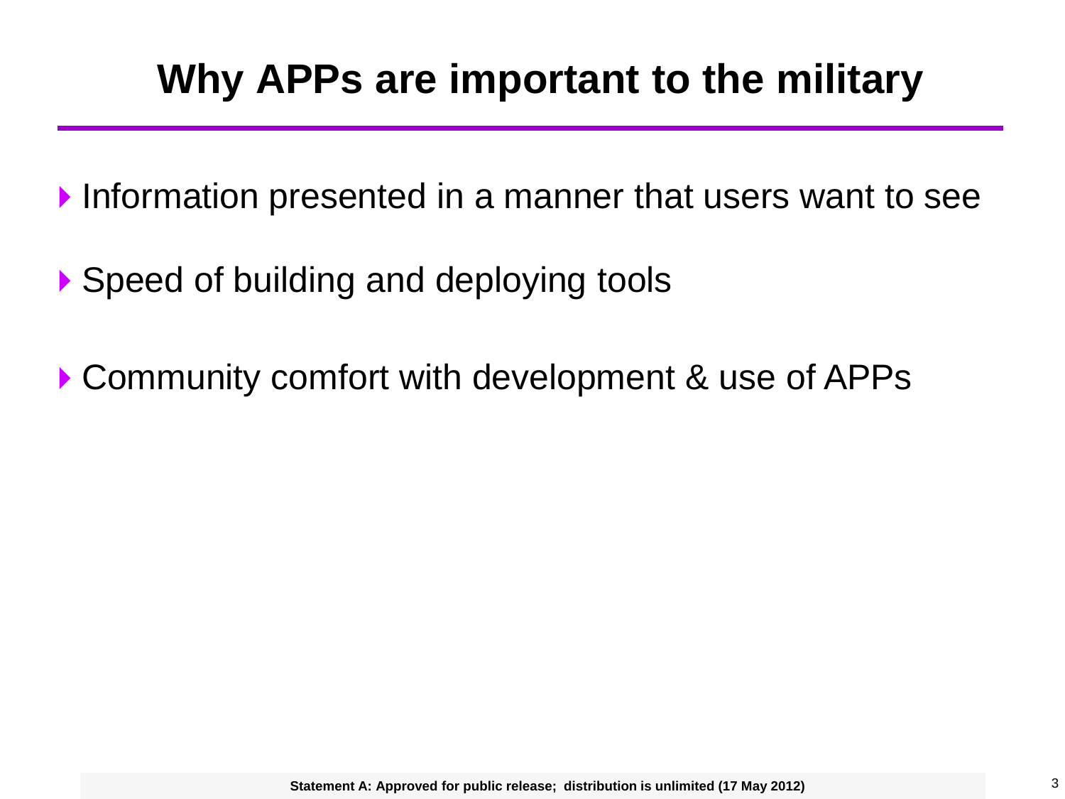# Why APPs are important to the military

- Information presented in a manner that users want to see
- Speed of building and deploying tools
- Community comfort with development & use of APPs

**Statement A: Approved for public release; distribution is unlimited (17 May 2012)**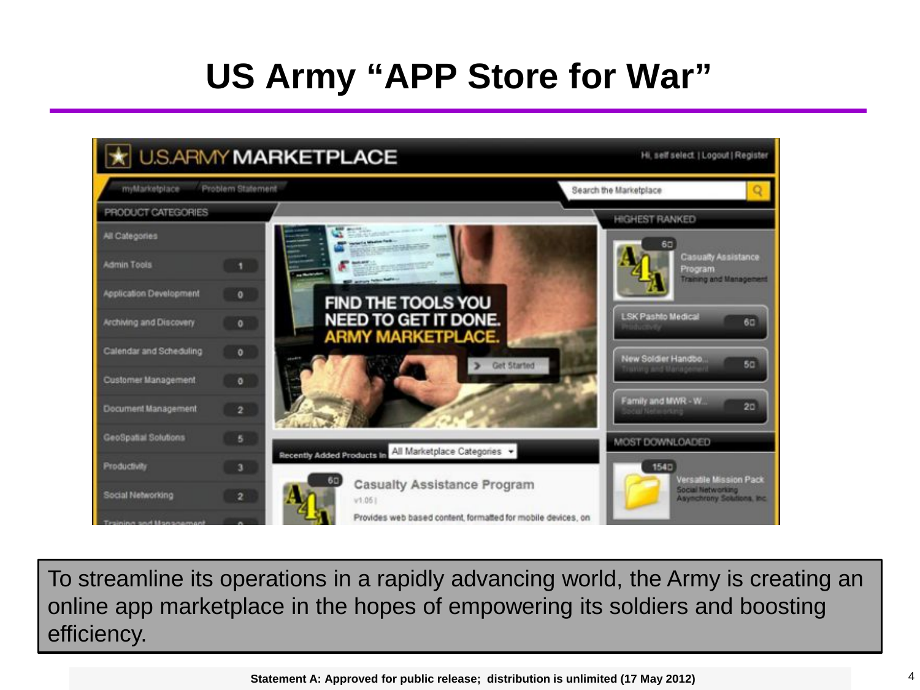# US Army "APP Store for War"

U.S.ARMY MARKETPLACE

Hi, self select | Logout | Register

myMarketplace | Problem Statement

Search the Marketplace

PRODUCT CATEGORIES

| Category | Count |
| --- | --- |
| All Categories | |
| Admin Tools | 1 |
| Application Development | 0 |
| Archiving and Discovery | 0 |
| Calendar and Scheduling | 0 |
| Customer Management | 0 |
| Document Management | 2 |
| GeoSpatial Solutions | 5 |
| Productivity | 3 |
| Social Networking | 2 |
| Training and Management | 0 |

FIND THE TOOLS YOU NEED TO GET IT DONE. ARMY MARKETPLACE.

Get Started

Recently Added Products In: All Marketplace Categories

Casualty Assistance Program
v1.05 |
Provides web based content, formatted for mobile devices, on

HIGHEST RANKED

- Casualty Assistance Program — Training and Management — 6
- LSK Pashto Medical — Productivity — 6
- New Soldier Handbo... — Training and Management — 5
- Family and MWR - W... — Social Networking — 2

MOST DOWNLOADED

- Versatile Mission Pack — Social Networking — Asynchrony Solutions, Inc — 154

To streamline its operations in a rapidly advancing world, the Army is creating an online app marketplace in the hopes of empowering its soldiers and boosting efficiency.

**Statement A: Approved for public release; distribution is unlimited (17 May 2012)**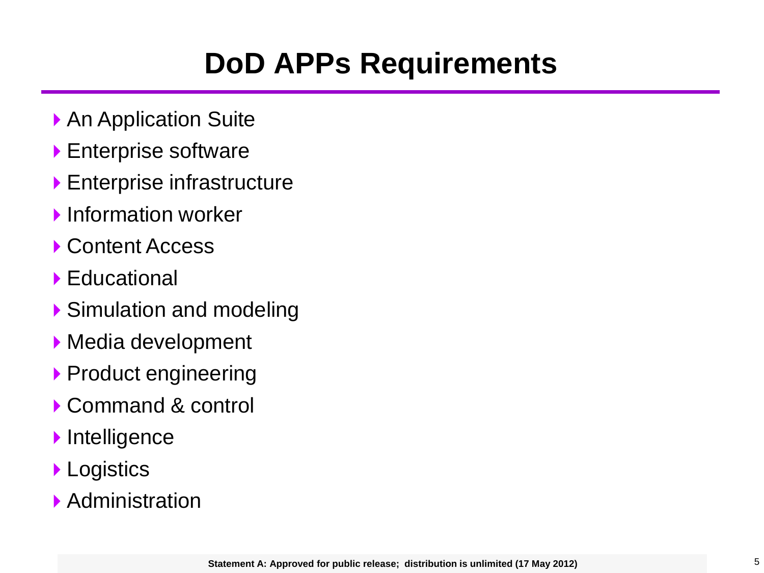# DoD APPs Requirements

- An Application Suite
- Enterprise software
- Enterprise infrastructure
- Information worker
- Content Access
- Educational
- Simulation and modeling
- Media development
- Product engineering
- Command & control
- Intelligence
- Logistics
- Administration

**Statement A: Approved for public release; distribution is unlimited (17 May 2012)**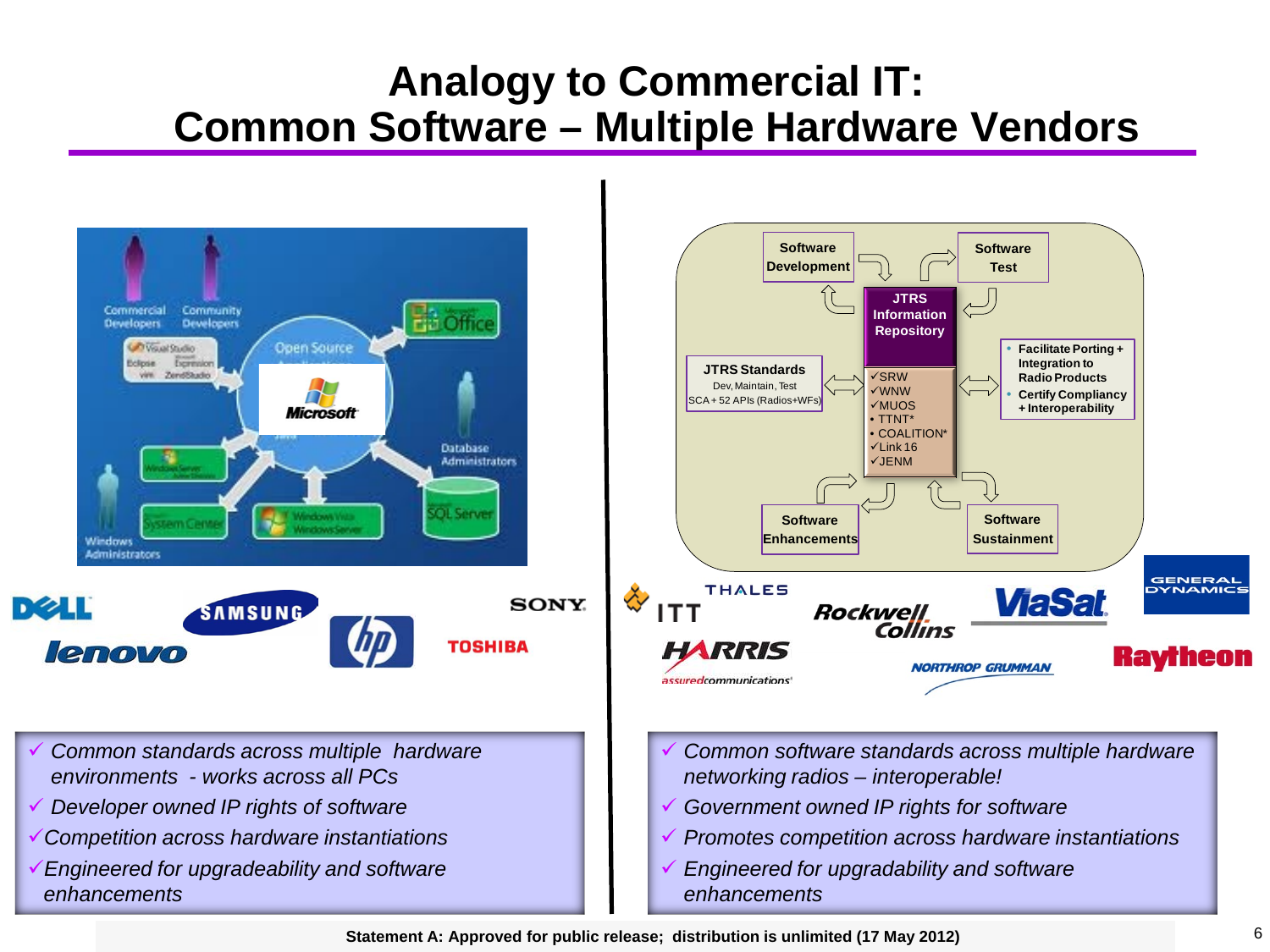# Analogy to Commercial IT: Common Software – Multiple Hardware Vendors

**JTRS Information Repository**

- Software Development
- Software Test
- JTRS Standards: Dev, Maintain, Test; SCA + 52 APIs (Radios+WFs)
- ✓SRW
- ✓WNW
- ✓MUOS
- • TTNT*
- • COALITION*
- ✓Link 16
- ✓JENM
- Facilitate Porting + Integration to Radio Products
- Certify Compliancy + Interoperability
- Software Enhancements
- Software Sustainment

DELL, SAMSUNG, lenovo, hp, SONY, TOSHIBA

ITT, THALES, Rockwell Collins, ViaSat, GENERAL DYNAMICS, HARRIS assuredcommunications, NORTHROP GRUMMAN, Raytheon

- ✓ *Common standards across multiple hardware environments - works across all PCs*
- ✓ *Developer owned IP rights of software*
- ✓ *Competition across hardware instantiations*
- ✓ *Engineered for upgradeability and software enhancements*

- ✓ *Common software standards across multiple hardware networking radios – interoperable!*
- ✓ *Government owned IP rights for software*
- ✓ *Promotes competition across hardware instantiations*
- ✓ *Engineered for upgradability and software enhancements*

**Statement A: Approved for public release; distribution is unlimited (17 May 2012)**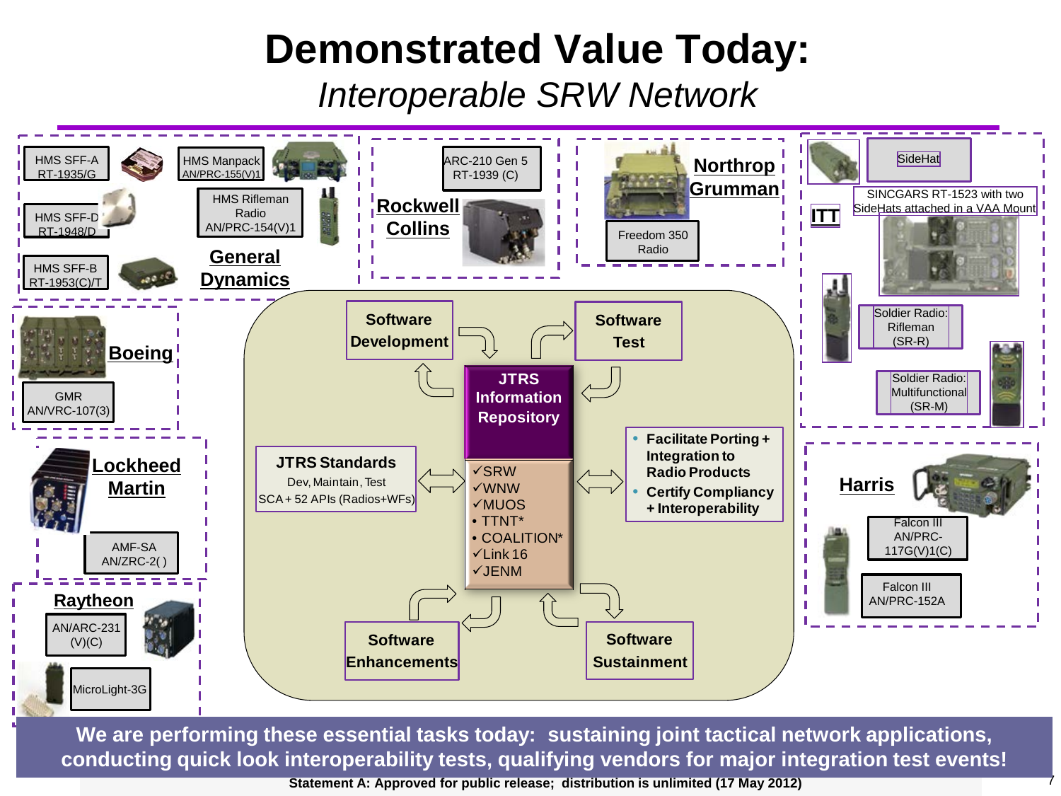# Demonstrated Value Today:

*Interoperable SRW Network*

**General Dynamics**

- HMS SFF-A RT-1935/G
- HMS Manpack AN/PRC-155(V)1
- HMS SFF-D RT-1948/D
- HMS Rifleman Radio AN/PRC-154(V)1
- HMS SFF-B RT-1953(C)/T

**Rockwell Collins**

- ARC-210 Gen 5 RT-1939 (C)

**Northrop Grumman**

- Freedom 350 Radio

**ITT**

- SideHat
- SINCGARS RT-1523 with two SideHats attached in a VAA Mount
- Soldier Radio: Rifleman (SR-R)
- Soldier Radio: Multifunctional (SR-M)

**Boeing**

- GMR AN/VRC-107(3)

**Lockheed Martin**

- AMF-SA AN/ZRC-2( )

**Raytheon**

- AN/ARC-231 (V)(C)
- MicroLight-3G

**Harris**

- Falcon III AN/PRC-117G(V)1(C)
- Falcon III AN/PRC-152A

**JTRS Information Repository**

- ✓SRW
- ✓WNW
- ✓MUOS
- • TTNT*
- • COALITION*
- ✓Link 16
- ✓JENM

Software Development → Software Test

Software Enhancements → Software Sustainment

**JTRS Standards**
Dev, Maintain, Test
SCA + 52 APIs (Radios+WFs)

- Facilitate Porting + Integration to Radio Products
- Certify Compliancy + Interoperability

**We are performing these essential tasks today: sustaining joint tactical network applications, conducting quick look interoperability tests, qualifying vendors for major integration test events!**

**Statement A: Approved for public release; distribution is unlimited (17 May 2012)**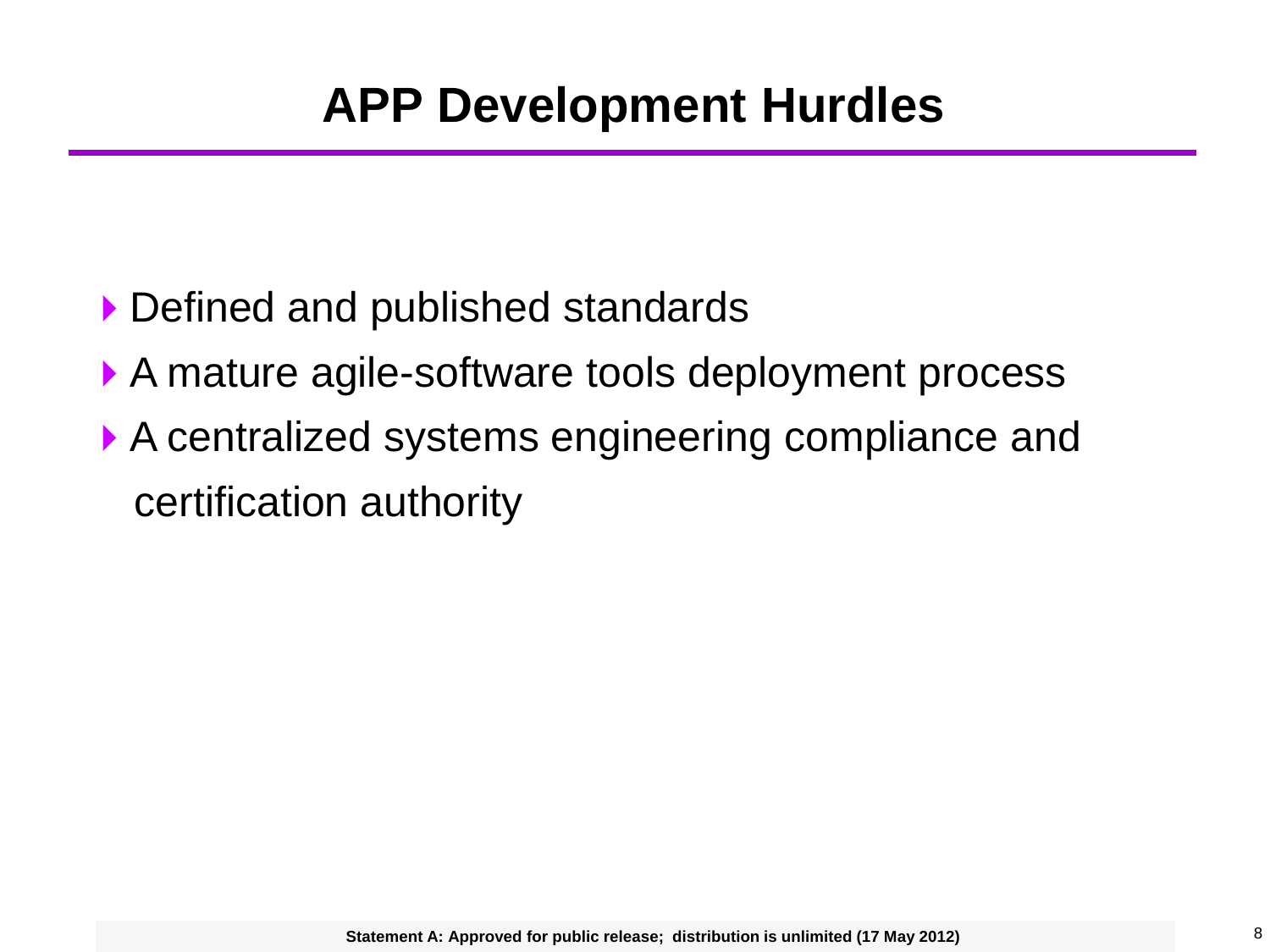# APP Development Hurdles

- Defined and published standards
- A mature agile-software tools deployment process
- A centralized systems engineering compliance and certification authority

Statement A: Approved for public release; distribution is unlimited (17 May 2012)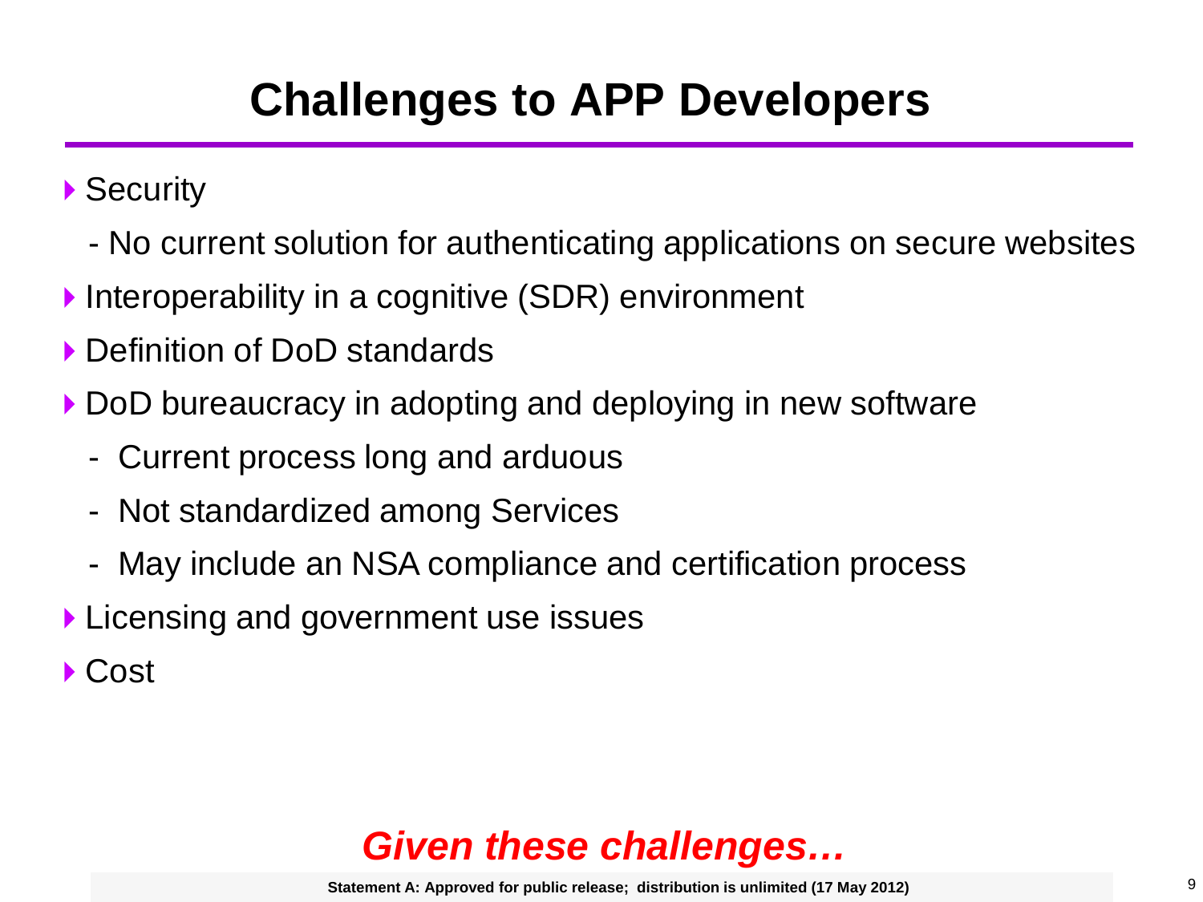# Challenges to APP Developers

- Security
  - No current solution for authenticating applications on secure websites
- Interoperability in a cognitive (SDR) environment
- Definition of DoD standards
- DoD bureaucracy in adopting and deploying in new software
  - Current process long and arduous
  - Not standardized among Services
  - May include an NSA compliance and certification process
- Licensing and government use issues
- Cost

***Given these challenges…***

**Statement A: Approved for public release; distribution is unlimited (17 May 2012)**